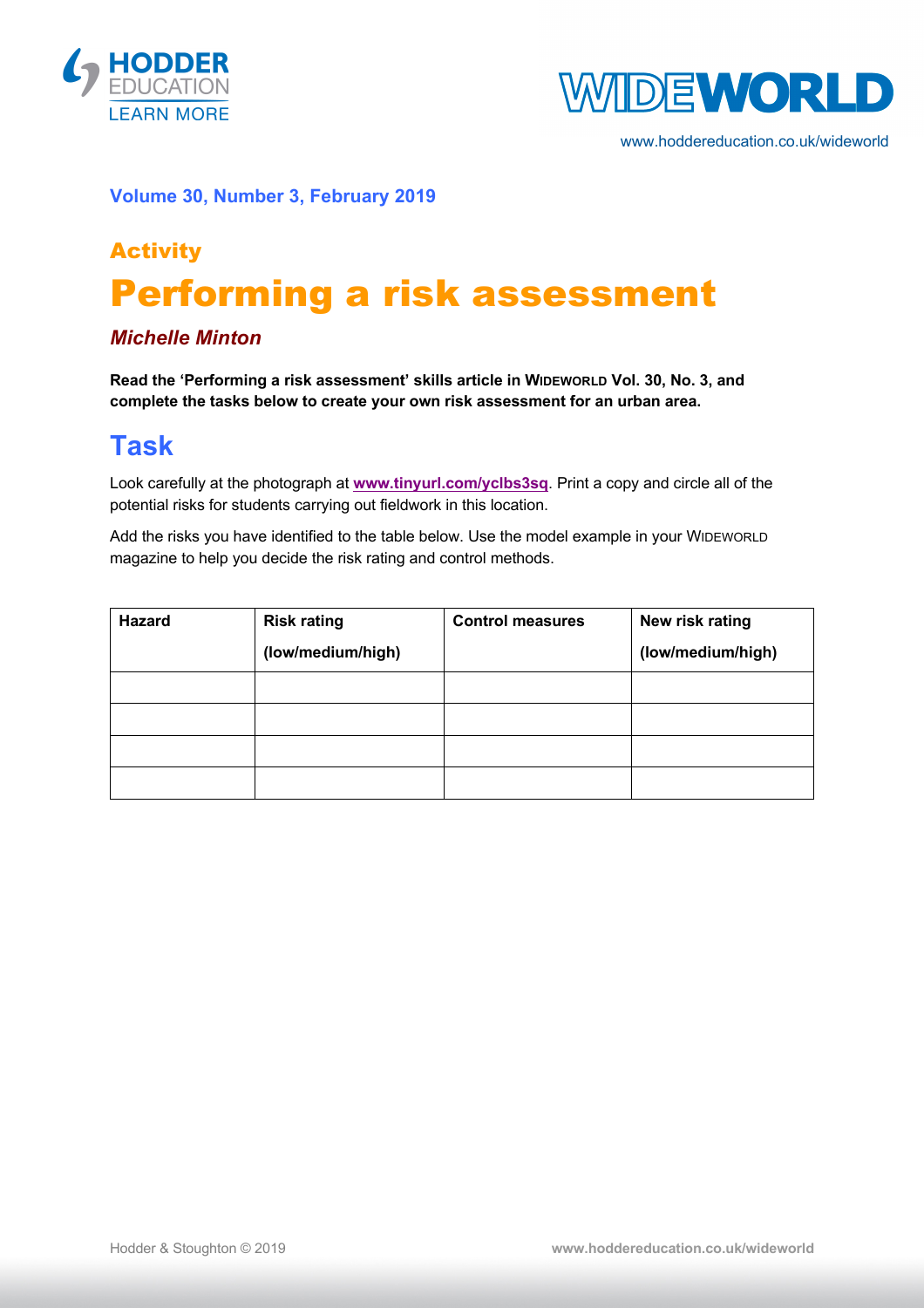Volume 30, Number 3, February 2019

## Activity

# Performing a risk assessment

***Michelle Minton***

**Read the 'Performing a risk assessment' skills article in WIDEWORLD Vol. 30, No. 3, and complete the tasks below to create your own risk assessment for an urban area.**

## Task

Look carefully at the photograph at **www.tinyurl.com/yclbs3sq**. Print a copy and circle all of the potential risks for students carrying out fieldwork in this location.

Add the risks you have identified to the table below. Use the model example in your WIDEWORLD magazine to help you decide the risk rating and control methods.

| Hazard | Risk rating (low/medium/high) | Control measures | New risk rating (low/medium/high) |
| --- | --- | --- | --- |
| | | | |
| | | | |
| | | | |
| | | | |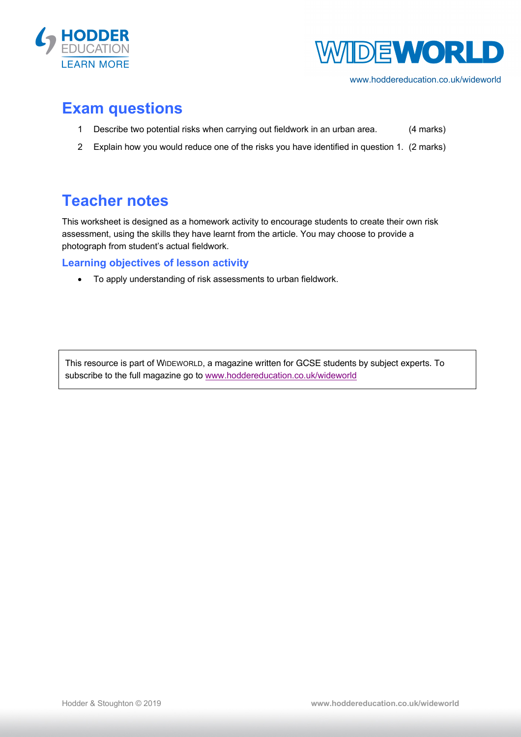## Exam questions

1. Describe two potential risks when carrying out fieldwork in an urban area. (4 marks)
2. Explain how you would reduce one of the risks you have identified in question 1. (2 marks)

## Teacher notes

This worksheet is designed as a homework activity to encourage students to create their own risk assessment, using the skills they have learnt from the article. You may choose to provide a photograph from student's actual fieldwork.

### Learning objectives of lesson activity

- To apply understanding of risk assessments to urban fieldwork.

This resource is part of WIDEWORLD, a magazine written for GCSE students by subject experts. To subscribe to the full magazine go to www.hoddereducation.co.uk/wideworld